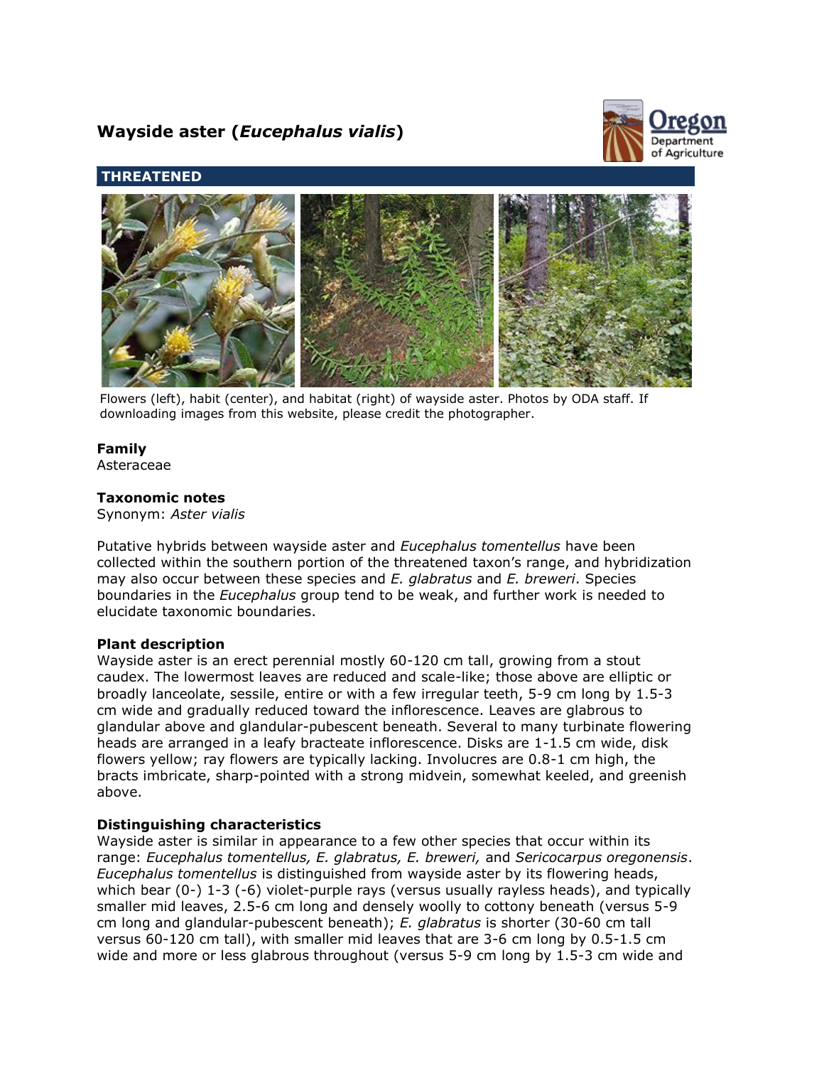# Wayside aster (*Eucephalus vialis*)

**THREATENED**

Flowers (left), habit (center), and habitat (right) of wayside aster. Photos by ODA staff. If downloading images from this website, please credit the photographer.

### Family

Asteraceae

### Taxonomic notes

Synonym: *Aster vialis*

Putative hybrids between wayside aster and *Eucephalus tomentellus* have been collected within the southern portion of the threatened taxon's range, and hybridization may also occur between these species and *E. glabratus* and *E. breweri*. Species boundaries in the *Eucephalus* group tend to be weak, and further work is needed to elucidate taxonomic boundaries.

### Plant description

Wayside aster is an erect perennial mostly 60-120 cm tall, growing from a stout caudex. The lowermost leaves are reduced and scale-like; those above are elliptic or broadly lanceolate, sessile, entire or with a few irregular teeth, 5-9 cm long by 1.5-3 cm wide and gradually reduced toward the inflorescence. Leaves are glabrous to glandular above and glandular-pubescent beneath. Several to many turbinate flowering heads are arranged in a leafy bracteate inflorescence. Disks are 1-1.5 cm wide, disk flowers yellow; ray flowers are typically lacking. Involucres are 0.8-1 cm high, the bracts imbricate, sharp-pointed with a strong midvein, somewhat keeled, and greenish above.

### Distinguishing characteristics

Wayside aster is similar in appearance to a few other species that occur within its range: *Eucephalus tomentellus, E. glabratus, E. breweri,* and *Sericocarpus oregonensis*. *Eucephalus tomentellus* is distinguished from wayside aster by its flowering heads, which bear (0-) 1-3 (-6) violet-purple rays (versus usually rayless heads), and typically smaller mid leaves, 2.5-6 cm long and densely woolly to cottony beneath (versus 5-9 cm long and glandular-pubescent beneath); *E. glabratus* is shorter (30-60 cm tall versus 60-120 cm tall), with smaller mid leaves that are 3-6 cm long by 0.5-1.5 cm wide and more or less glabrous throughout (versus 5-9 cm long by 1.5-3 cm wide and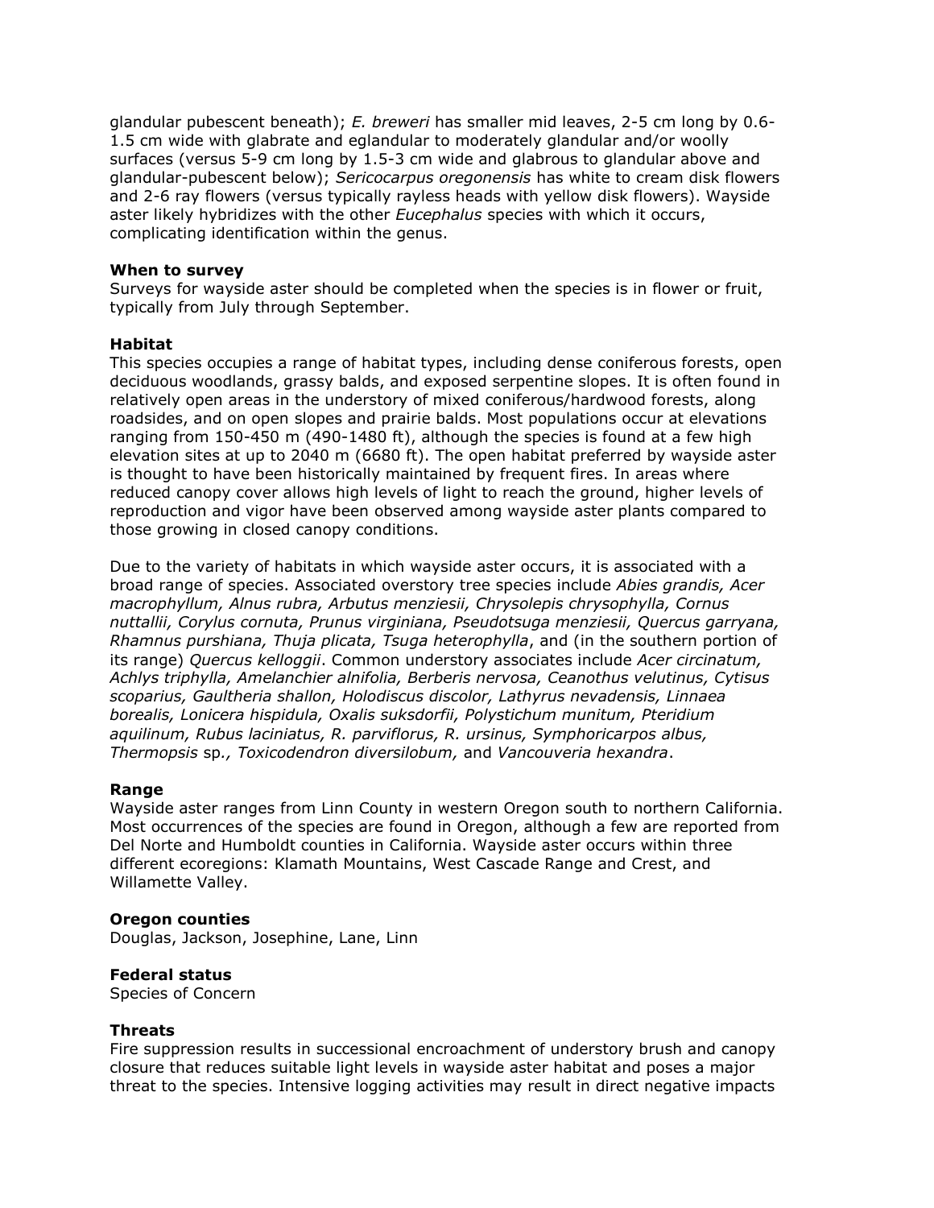glandular pubescent beneath); *E. breweri* has smaller mid leaves, 2-5 cm long by 0.6-1.5 cm wide with glabrate and eglandular to moderately glandular and/or woolly surfaces (versus 5-9 cm long by 1.5-3 cm wide and glabrous to glandular above and glandular-pubescent below); *Sericocarpus oregonensis* has white to cream disk flowers and 2-6 ray flowers (versus typically rayless heads with yellow disk flowers). Wayside aster likely hybridizes with the other *Eucephalus* species with which it occurs, complicating identification within the genus.

**When to survey**
Surveys for wayside aster should be completed when the species is in flower or fruit, typically from July through September.

**Habitat**
This species occupies a range of habitat types, including dense coniferous forests, open deciduous woodlands, grassy balds, and exposed serpentine slopes. It is often found in relatively open areas in the understory of mixed coniferous/hardwood forests, along roadsides, and on open slopes and prairie balds. Most populations occur at elevations ranging from 150-450 m (490-1480 ft), although the species is found at a few high elevation sites at up to 2040 m (6680 ft). The open habitat preferred by wayside aster is thought to have been historically maintained by frequent fires. In areas where reduced canopy cover allows high levels of light to reach the ground, higher levels of reproduction and vigor have been observed among wayside aster plants compared to those growing in closed canopy conditions.

Due to the variety of habitats in which wayside aster occurs, it is associated with a broad range of species. Associated overstory tree species include *Abies grandis, Acer macrophyllum, Alnus rubra, Arbutus menziesii, Chrysolepis chrysophylla, Cornus nuttallii, Corylus cornuta, Prunus virginiana, Pseudotsuga menziesii, Quercus garryana, Rhamnus purshiana, Thuja plicata, Tsuga heterophylla*, and (in the southern portion of its range) *Quercus kelloggii*. Common understory associates include *Acer circinatum, Achlys triphylla, Amelanchier alnifolia, Berberis nervosa, Ceanothus velutinus, Cytisus scoparius, Gaultheria shallon, Holodiscus discolor, Lathyrus nevadensis, Linnaea borealis, Lonicera hispidula, Oxalis suksdorfii, Polystichum munitum, Pteridium aquilinum, Rubus laciniatus, R. parviflorus, R. ursinus, Symphoricarpos albus, Thermopsis* sp.*, Toxicodendron diversilobum,* and *Vancouveria hexandra*.

**Range**
Wayside aster ranges from Linn County in western Oregon south to northern California. Most occurrences of the species are found in Oregon, although a few are reported from Del Norte and Humboldt counties in California. Wayside aster occurs within three different ecoregions: Klamath Mountains, West Cascade Range and Crest, and Willamette Valley.

**Oregon counties**
Douglas, Jackson, Josephine, Lane, Linn

**Federal status**
Species of Concern

**Threats**
Fire suppression results in successional encroachment of understory brush and canopy closure that reduces suitable light levels in wayside aster habitat and poses a major threat to the species. Intensive logging activities may result in direct negative impacts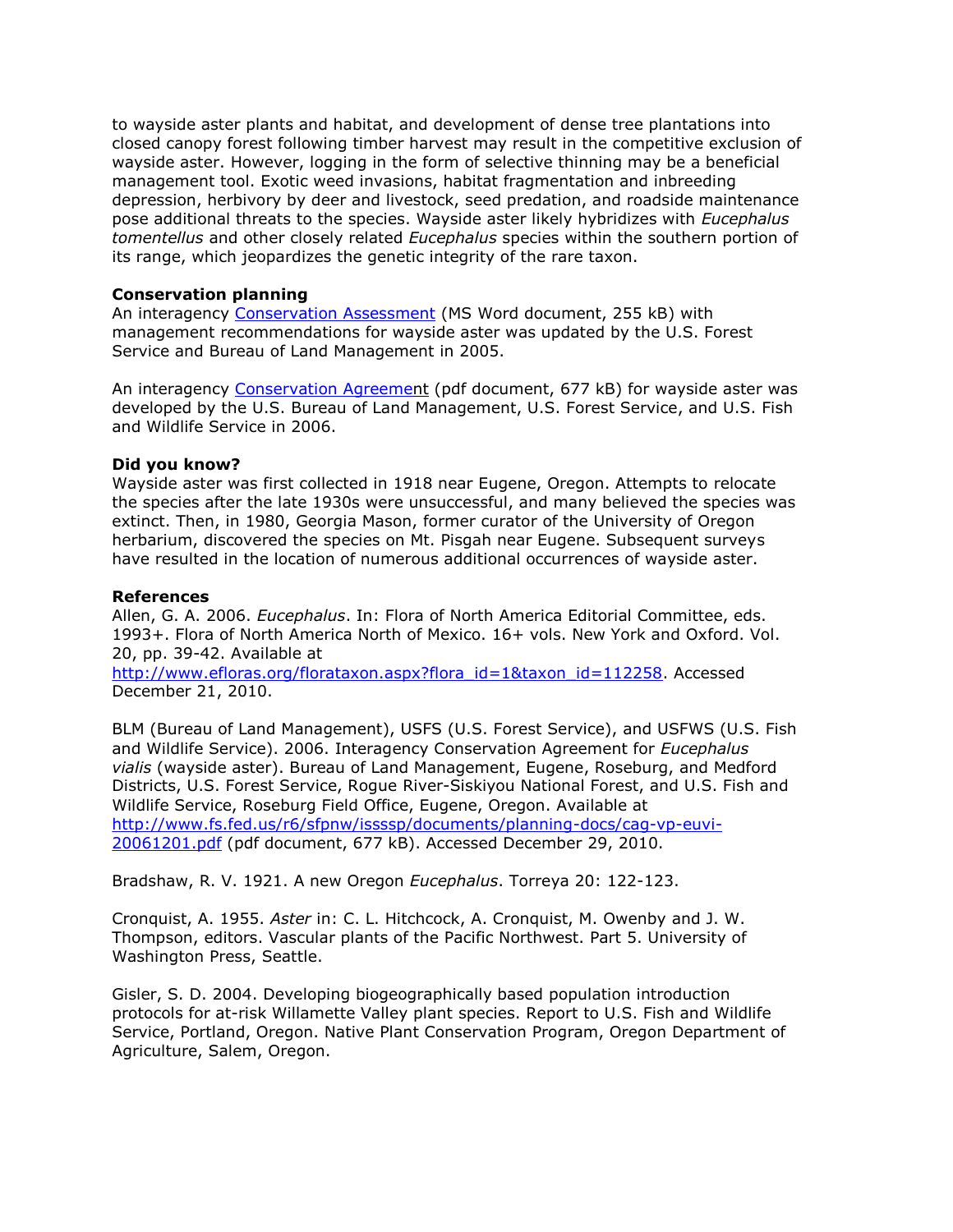to wayside aster plants and habitat, and development of dense tree plantations into closed canopy forest following timber harvest may result in the competitive exclusion of wayside aster. However, logging in the form of selective thinning may be a beneficial management tool. Exotic weed invasions, habitat fragmentation and inbreeding depression, herbivory by deer and livestock, seed predation, and roadside maintenance pose additional threats to the species. Wayside aster likely hybridizes with *Eucephalus tomentellus* and other closely related *Eucephalus* species within the southern portion of its range, which jeopardizes the genetic integrity of the rare taxon.

**Conservation planning**

An interagency Conservation Assessment (MS Word document, 255 kB) with management recommendations for wayside aster was updated by the U.S. Forest Service and Bureau of Land Management in 2005.

An interagency Conservation Agreement (pdf document, 677 kB) for wayside aster was developed by the U.S. Bureau of Land Management, U.S. Forest Service, and U.S. Fish and Wildlife Service in 2006.

**Did you know?**

Wayside aster was first collected in 1918 near Eugene, Oregon. Attempts to relocate the species after the late 1930s were unsuccessful, and many believed the species was extinct. Then, in 1980, Georgia Mason, former curator of the University of Oregon herbarium, discovered the species on Mt. Pisgah near Eugene. Subsequent surveys have resulted in the location of numerous additional occurrences of wayside aster.

**References**

Allen, G. A. 2006. *Eucephalus*. In: Flora of North America Editorial Committee, eds. 1993+. Flora of North America North of Mexico. 16+ vols. New York and Oxford. Vol. 20, pp. 39-42. Available at http://www.efloras.org/florataxon.aspx?flora_id=1&taxon_id=112258. Accessed December 21, 2010.

BLM (Bureau of Land Management), USFS (U.S. Forest Service), and USFWS (U.S. Fish and Wildlife Service). 2006. Interagency Conservation Agreement for *Eucephalus vialis* (wayside aster). Bureau of Land Management, Eugene, Roseburg, and Medford Districts, U.S. Forest Service, Rogue River-Siskiyou National Forest, and U.S. Fish and Wildlife Service, Roseburg Field Office, Eugene, Oregon. Available at http://www.fs.fed.us/r6/sfpnw/issssp/documents/planning-docs/cag-vp-euvi-20061201.pdf (pdf document, 677 kB). Accessed December 29, 2010.

Bradshaw, R. V. 1921. A new Oregon *Eucephalus*. Torreya 20: 122-123.

Cronquist, A. 1955. *Aster* in: C. L. Hitchcock, A. Cronquist, M. Owenby and J. W. Thompson, editors. Vascular plants of the Pacific Northwest. Part 5. University of Washington Press, Seattle.

Gisler, S. D. 2004. Developing biogeographically based population introduction protocols for at-risk Willamette Valley plant species. Report to U.S. Fish and Wildlife Service, Portland, Oregon. Native Plant Conservation Program, Oregon Department of Agriculture, Salem, Oregon.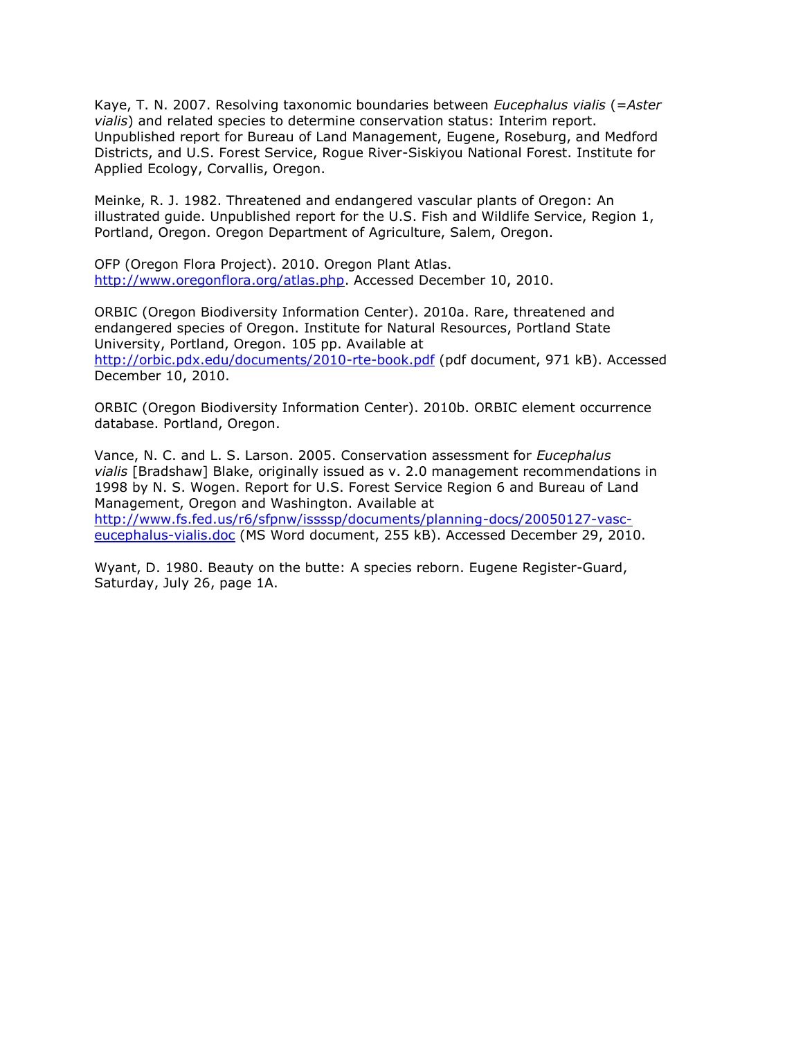Kaye, T. N. 2007. Resolving taxonomic boundaries between *Eucephalus vialis* (=*Aster vialis*) and related species to determine conservation status: Interim report. Unpublished report for Bureau of Land Management, Eugene, Roseburg, and Medford Districts, and U.S. Forest Service, Rogue River-Siskiyou National Forest. Institute for Applied Ecology, Corvallis, Oregon.

Meinke, R. J. 1982. Threatened and endangered vascular plants of Oregon: An illustrated guide. Unpublished report for the U.S. Fish and Wildlife Service, Region 1, Portland, Oregon. Oregon Department of Agriculture, Salem, Oregon.

OFP (Oregon Flora Project). 2010. Oregon Plant Atlas. [http://www.oregonflora.org/atlas.php](http://www.oregonflora.org/atlas.php). Accessed December 10, 2010.

ORBIC (Oregon Biodiversity Information Center). 2010a. Rare, threatened and endangered species of Oregon. Institute for Natural Resources, Portland State University, Portland, Oregon. 105 pp. Available at [http://orbic.pdx.edu/documents/2010-rte-book.pdf](http://orbic.pdx.edu/documents/2010-rte-book.pdf) (pdf document, 971 kB). Accessed December 10, 2010.

ORBIC (Oregon Biodiversity Information Center). 2010b. ORBIC element occurrence database. Portland, Oregon.

Vance, N. C. and L. S. Larson. 2005. Conservation assessment for *Eucephalus vialis* [Bradshaw] Blake, originally issued as v. 2.0 management recommendations in 1998 by N. S. Wogen. Report for U.S. Forest Service Region 6 and Bureau of Land Management, Oregon and Washington. Available at [http://www.fs.fed.us/r6/sfpnw/issssp/documents/planning-docs/20050127-vasc-eucephalus-vialis.doc](http://www.fs.fed.us/r6/sfpnw/issssp/documents/planning-docs/20050127-vasc-eucephalus-vialis.doc) (MS Word document, 255 kB). Accessed December 29, 2010.

Wyant, D. 1980. Beauty on the butte: A species reborn. Eugene Register-Guard, Saturday, July 26, page 1A.